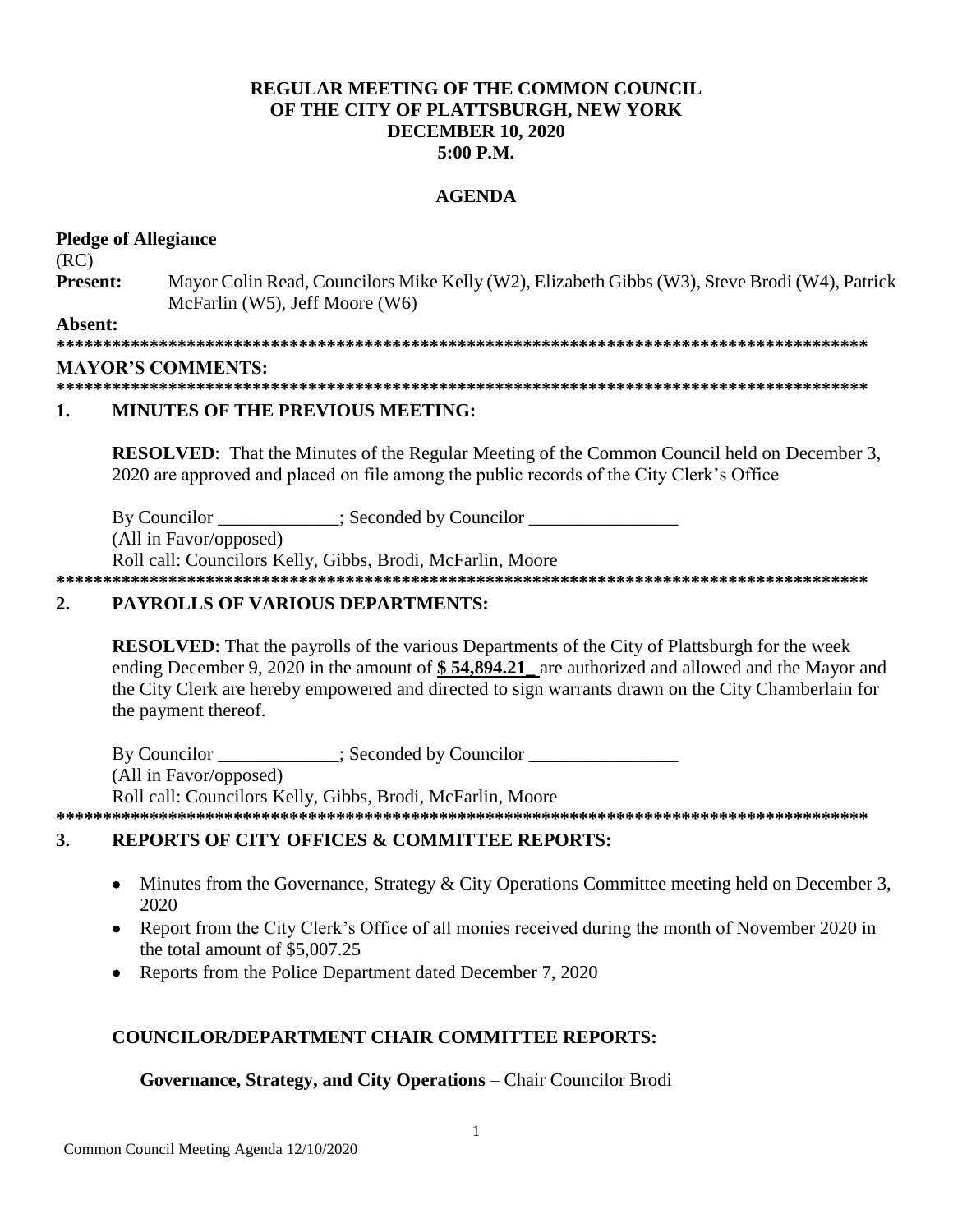**REGULAR MEETING OF THE COMMON COUNCIL OF THE CITY OF PLATTSBURGH, NEW YORK DECEMBER 10, 2020 5:00 P.M.**

**AGENDA**

**Pledge of Allegiance**

(RC)

**Present:** Mayor Colin Read, Councilors Mike Kelly (W2), Elizabeth Gibbs (W3), Steve Brodi (W4), Patrick McFarlin (W5), Jeff Moore (W6)

**Absent:**

**\*\*\*\*\*\*\*\*\*\*\*\*\*\*\*\*\*\*\*\*\*\*\*\*\*\*\*\*\*\*\*\*\*\*\*\*\*\*\*\*\*\*\*\*\*\*\*\*\*\*\*\*\*\*\*\*\*\*\*\*\*\*\*\*\*\*\*\*\*\*\*\*\*\*\*\*\*\*\*\*\*\*\*\*\*\*\*\*\*\***

**MAYOR'S COMMENTS:**

**\*\*\*\*\*\*\*\*\*\*\*\*\*\*\*\*\*\*\*\*\*\*\*\*\*\*\*\*\*\*\*\*\*\*\*\*\*\*\*\*\*\*\*\*\*\*\*\*\*\*\*\*\*\*\*\*\*\*\*\*\*\*\*\*\*\*\*\*\*\*\*\*\*\*\*\*\*\*\*\*\*\*\*\*\*\*\*\*\*\***

**1. MINUTES OF THE PREVIOUS MEETING:**

**RESOLVED**: That the Minutes of the Regular Meeting of the Common Council held on December 3, 2020 are approved and placed on file among the public records of the City Clerk's Office

By Councilor \_\_\_\_\_\_\_\_\_\_\_\_\_; Seconded by Councilor \_\_\_\_\_\_\_\_\_\_\_\_\_\_\_\_

(All in Favor/opposed)

Roll call: Councilors Kelly, Gibbs, Brodi, McFarlin, Moore

**\*\*\*\*\*\*\*\*\*\*\*\*\*\*\*\*\*\*\*\*\*\*\*\*\*\*\*\*\*\*\*\*\*\*\*\*\*\*\*\*\*\*\*\*\*\*\*\*\*\*\*\*\*\*\*\*\*\*\*\*\*\*\*\*\*\*\*\*\*\*\*\*\*\*\*\*\*\*\*\*\*\*\*\*\*\*\*\*\*\***

**2. PAYROLLS OF VARIOUS DEPARTMENTS:**

**RESOLVED**: That the payrolls of the various Departments of the City of Plattsburgh for the week ending December 9, 2020 in the amount of **$ 54,894.21\_** are authorized and allowed and the Mayor and the City Clerk are hereby empowered and directed to sign warrants drawn on the City Chamberlain for the payment thereof.

By Councilor \_\_\_\_\_\_\_\_\_\_\_\_\_; Seconded by Councilor \_\_\_\_\_\_\_\_\_\_\_\_\_\_\_\_

(All in Favor/opposed)

Roll call: Councilors Kelly, Gibbs, Brodi, McFarlin, Moore

**\*\*\*\*\*\*\*\*\*\*\*\*\*\*\*\*\*\*\*\*\*\*\*\*\*\*\*\*\*\*\*\*\*\*\*\*\*\*\*\*\*\*\*\*\*\*\*\*\*\*\*\*\*\*\*\*\*\*\*\*\*\*\*\*\*\*\*\*\*\*\*\*\*\*\*\*\*\*\*\*\*\*\*\*\*\*\*\*\*\***

**3. REPORTS OF CITY OFFICES & COMMITTEE REPORTS:**

- Minutes from the Governance, Strategy & City Operations Committee meeting held on December 3, 2020
- Report from the City Clerk's Office of all monies received during the month of November 2020 in the total amount of $5,007.25
- Reports from the Police Department dated December 7, 2020

**COUNCILOR/DEPARTMENT CHAIR COMMITTEE REPORTS:**

**Governance, Strategy, and City Operations** – Chair Councilor Brodi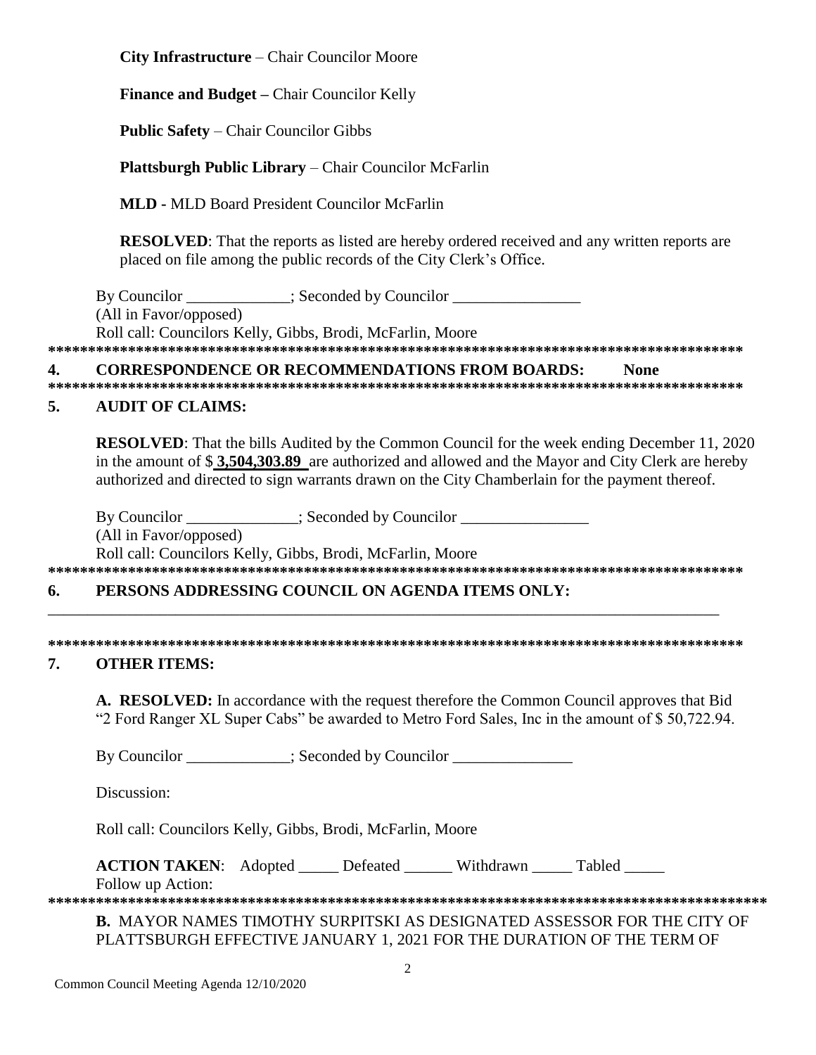**City Infrastructure** – Chair Councilor Moore

**Finance and Budget –** Chair Councilor Kelly

**Public Safety** – Chair Councilor Gibbs

**Plattsburgh Public Library** – Chair Councilor McFarlin

**MLD -** MLD Board President Councilor McFarlin

**RESOLVED**: That the reports as listed are hereby ordered received and any written reports are placed on file among the public records of the City Clerk's Office.

By Councilor _____________; Seconded by Councilor ________________
(All in Favor/opposed)
Roll call: Councilors Kelly, Gibbs, Brodi, McFarlin, Moore

******************************************************************************************

## 4. CORRESPONDENCE OR RECOMMENDATIONS FROM BOARDS: None

******************************************************************************************

## 5. AUDIT OF CLAIMS:

**RESOLVED**: That the bills Audited by the Common Council for the week ending December 11, 2020 in the amount of $ **3,504,303.89** are authorized and allowed and the Mayor and City Clerk are hereby authorized and directed to sign warrants drawn on the City Chamberlain for the payment thereof.

By Councilor ______________; Seconded by Councilor ________________
(All in Favor/opposed)
Roll call: Councilors Kelly, Gibbs, Brodi, McFarlin, Moore

******************************************************************************************

## 6. PERSONS ADDRESSING COUNCIL ON AGENDA ITEMS ONLY:

______________________________________________________________________________________

******************************************************************************************

## 7. OTHER ITEMS:

**A. RESOLVED:** In accordance with the request therefore the Common Council approves that Bid "2 Ford Ranger XL Super Cabs" be awarded to Metro Ford Sales, Inc in the amount of $ 50,722.94.

By Councilor _____________; Seconded by Councilor _______________

Discussion:

Roll call: Councilors Kelly, Gibbs, Brodi, McFarlin, Moore

**ACTION TAKEN**: Adopted _____ Defeated ______ Withdrawn _____ Tabled _____
Follow up Action:

******************************************************************************************

**B.** MAYOR NAMES TIMOTHY SURPITSKI AS DESIGNATED ASSESSOR FOR THE CITY OF PLATTSBURGH EFFECTIVE JANUARY 1, 2021 FOR THE DURATION OF THE TERM OF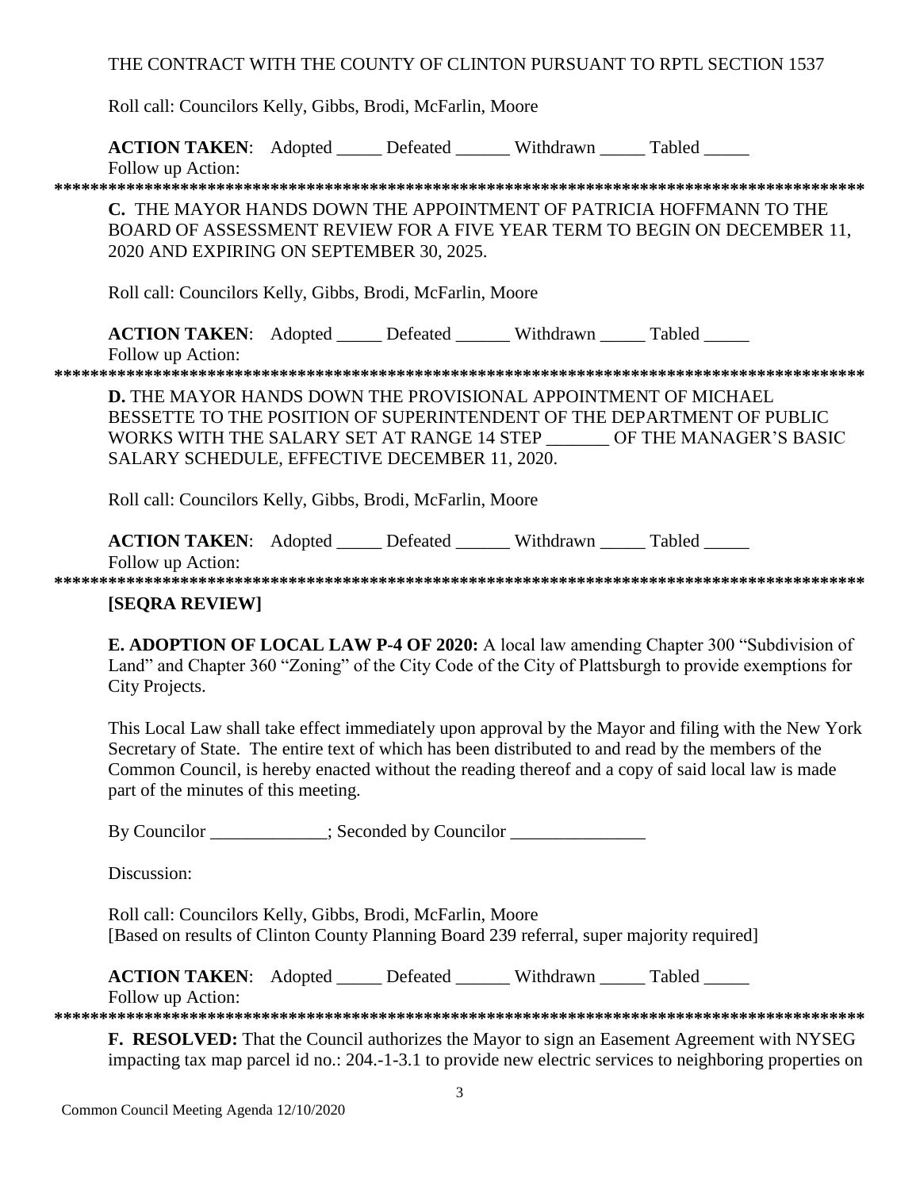THE CONTRACT WITH THE COUNTY OF CLINTON PURSUANT TO RPTL SECTION 1537

Roll call: Councilors Kelly, Gibbs, Brodi, McFarlin, Moore

**ACTION TAKEN**: Adopted _____ Defeated ______ Withdrawn _____ Tabled _____
Follow up Action:

******************************************************************************************

**C.** THE MAYOR HANDS DOWN THE APPOINTMENT OF PATRICIA HOFFMANN TO THE BOARD OF ASSESSMENT REVIEW FOR A FIVE YEAR TERM TO BEGIN ON DECEMBER 11, 2020 AND EXPIRING ON SEPTEMBER 30, 2025.

Roll call: Councilors Kelly, Gibbs, Brodi, McFarlin, Moore

**ACTION TAKEN**: Adopted _____ Defeated ______ Withdrawn _____ Tabled _____
Follow up Action:

******************************************************************************************

**D.** THE MAYOR HANDS DOWN THE PROVISIONAL APPOINTMENT OF MICHAEL BESSETTE TO THE POSITION OF SUPERINTENDENT OF THE DEPARTMENT OF PUBLIC WORKS WITH THE SALARY SET AT RANGE 14 STEP _______ OF THE MANAGER'S BASIC SALARY SCHEDULE, EFFECTIVE DECEMBER 11, 2020.

Roll call: Councilors Kelly, Gibbs, Brodi, McFarlin, Moore

**ACTION TAKEN**: Adopted _____ Defeated ______ Withdrawn _____ Tabled _____
Follow up Action:

******************************************************************************************

**[SEQRA REVIEW]**

**E. ADOPTION OF LOCAL LAW P-4 OF 2020:** A local law amending Chapter 300 "Subdivision of Land" and Chapter 360 "Zoning" of the City Code of the City of Plattsburgh to provide exemptions for City Projects.

This Local Law shall take effect immediately upon approval by the Mayor and filing with the New York Secretary of State. The entire text of which has been distributed to and read by the members of the Common Council, is hereby enacted without the reading thereof and a copy of said local law is made part of the minutes of this meeting.

By Councilor _____________; Seconded by Councilor _______________

Discussion:

Roll call: Councilors Kelly, Gibbs, Brodi, McFarlin, Moore
[Based on results of Clinton County Planning Board 239 referral, super majority required]

**ACTION TAKEN**: Adopted _____ Defeated ______ Withdrawn _____ Tabled _____
Follow up Action:

******************************************************************************************

**F. RESOLVED:** That the Council authorizes the Mayor to sign an Easement Agreement with NYSEG impacting tax map parcel id no.: 204.-1-3.1 to provide new electric services to neighboring properties on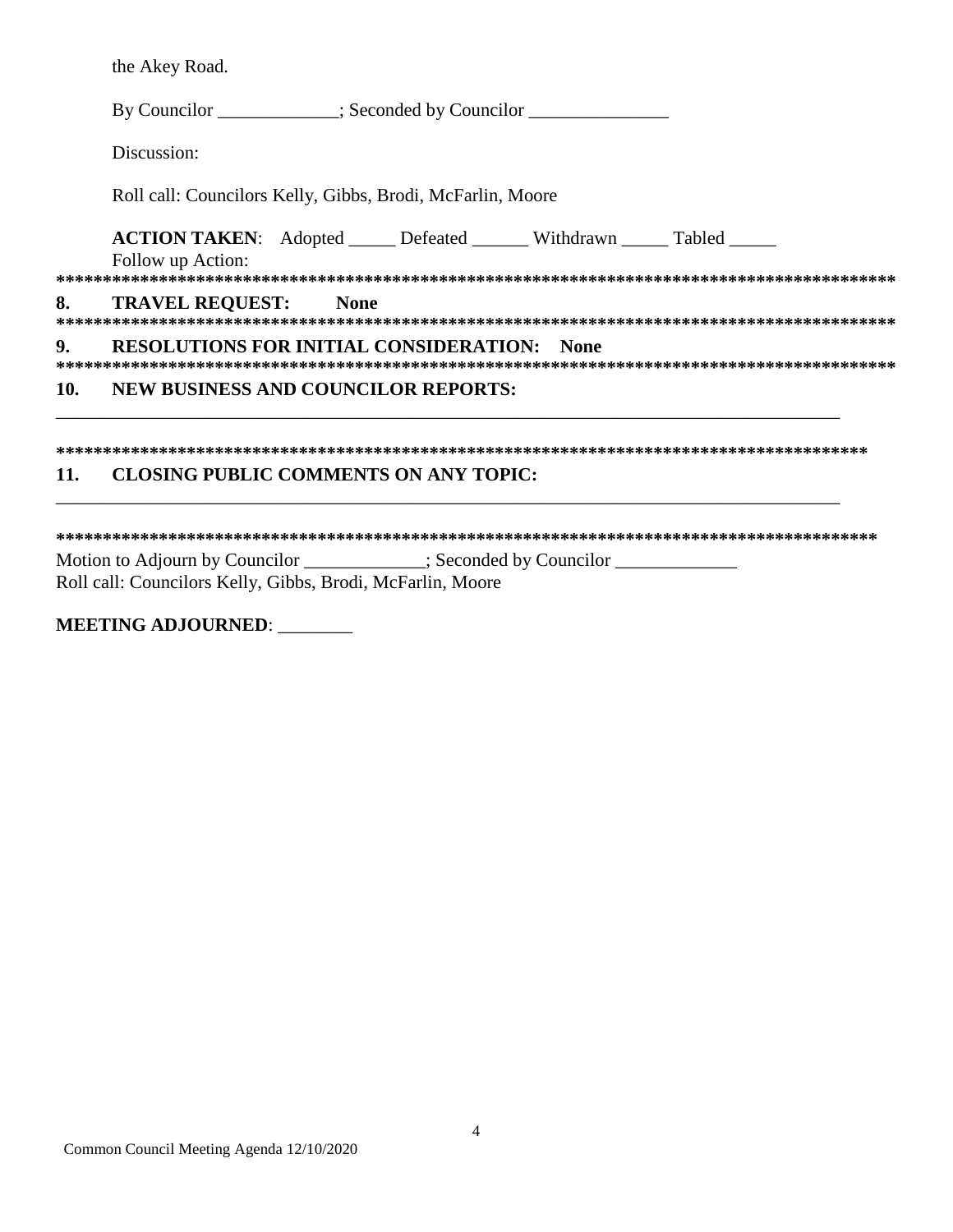the Akey Road.

By Councilor _____________; Seconded by Councilor _______________

Discussion:

Roll call: Councilors Kelly, Gibbs, Brodi, McFarlin, Moore

**ACTION TAKEN**: Adopted _____ Defeated ______ Withdrawn _____ Tabled _____
Follow up Action:

*******************************************************************************************

**8. TRAVEL REQUEST: None**

*******************************************************************************************

**9. RESOLUTIONS FOR INITIAL CONSIDERATION: None**

*******************************************************************************************

**10. NEW BUSINESS AND COUNCILOR REPORTS:**

_______________________________________________________________________________________

*******************************************************************************************

**11. CLOSING PUBLIC COMMENTS ON ANY TOPIC:**

_______________________________________________________________________________________

*******************************************************************************************

Motion to Adjourn by Councilor _____________; Seconded by Councilor _____________
Roll call: Councilors Kelly, Gibbs, Brodi, McFarlin, Moore

**MEETING ADJOURNED**: ________